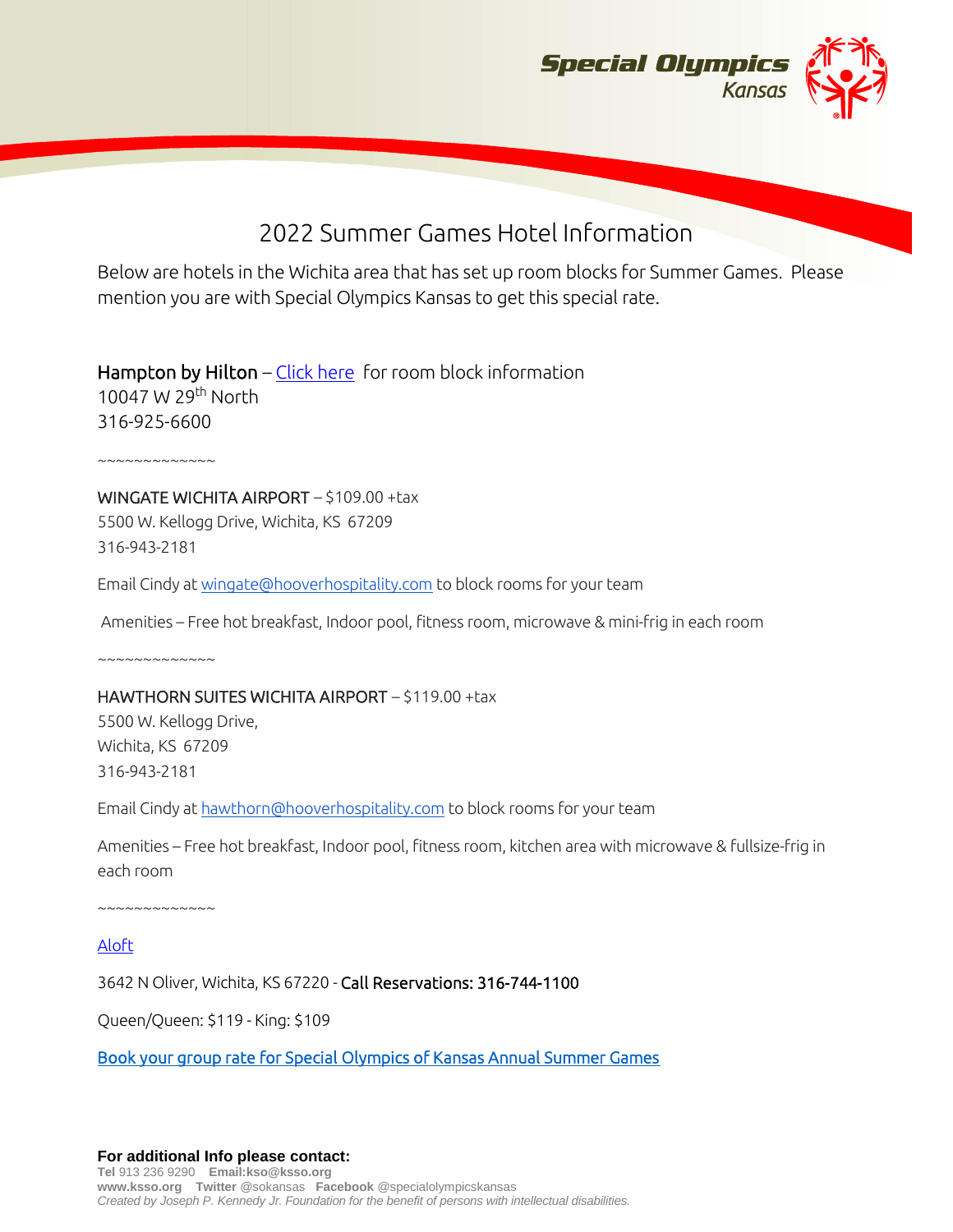# 2022 Summer Games Hotel Information

Below are hotels in the Wichita area that has set up room blocks for Summer Games. Please mention you are with Special Olympics Kansas to get this special rate.

Hampton by Hilton – Click here for room block information
10047 W 29th North
316-925-6600

~~~~~~~~~~~~~~

WINGATE WICHITA AIRPORT – $109.00 +tax
5500 W. Kellogg Drive, Wichita, KS 67209
316-943-2181

Email Cindy at wingate@hooverhospitality.com to block rooms for your team

Amenities – Free hot breakfast, Indoor pool, fitness room, microwave & mini-frig in each room

~~~~~~~~~~~~~~

HAWTHORN SUITES WICHITA AIRPORT – $119.00 +tax
5500 W. Kellogg Drive,
Wichita, KS 67209
316-943-2181

Email Cindy at hawthorn@hooverhospitality.com to block rooms for your team

Amenities – Free hot breakfast, Indoor pool, fitness room, kitchen area with microwave & fullsize-frig in each room

~~~~~~~~~~~~~~

Aloft

3642 N Oliver, Wichita, KS 67220 - Call Reservations: 316-744-1100

Queen/Queen: $119 - King: $109

Book your group rate for Special Olympics of Kansas Annual Summer Games

**For additional Info please contact:**
**Tel** 913 236 9290 **Email:kso@ksso.org**
**www.ksso.org** **Twitter** @sokansas **Facebook** @specialolympicskansas
*Created by Joseph P. Kennedy Jr. Foundation for the benefit of persons with intellectual disabilities.*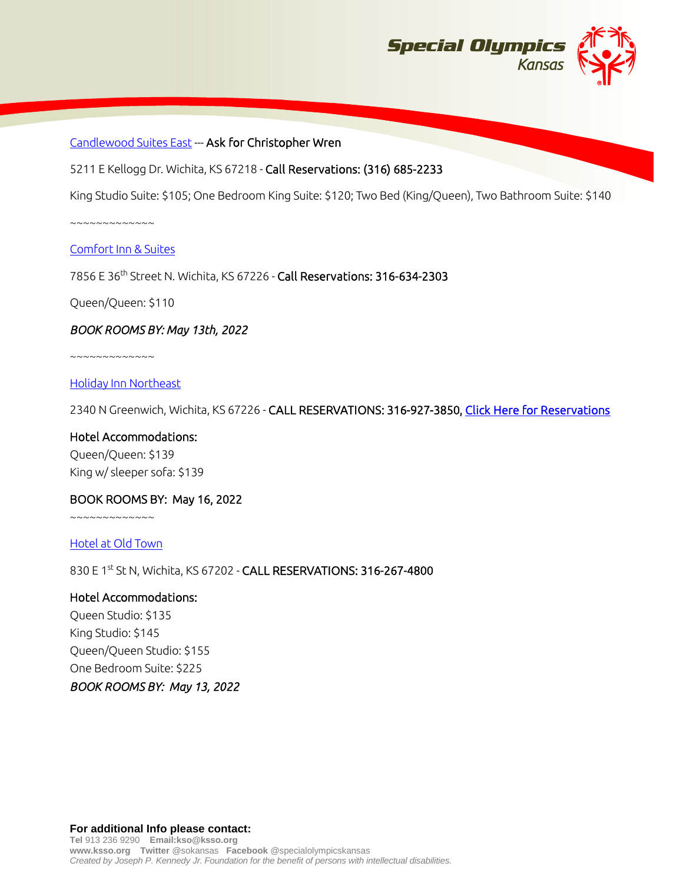Candlewood Suites East --- **Ask for Christopher Wren**

5211 E Kellogg Dr. Wichita, KS 67218 - **Call Reservations: (316) 685-2233**

King Studio Suite: $105; One Bedroom King Suite: $120; Two Bed (King/Queen), Two Bathroom Suite: $140

~~~~~~~~~~~~~~

Comfort Inn & Suites

7856 E 36th Street N. Wichita, KS 67226 - **Call Reservations: 316-634-2303**

Queen/Queen: $110

*BOOK ROOMS BY: May 13th, 2022*

~~~~~~~~~~~~~~

Holiday Inn Northeast

2340 N Greenwich, Wichita, KS 67226 - **CALL RESERVATIONS: 316-927-3850,** Click Here for Reservations

**Hotel Accommodations:**
Queen/Queen: $139
King w/ sleeper sofa: $139

**BOOK ROOMS BY: May 16, 2022**

~~~~~~~~~~~~~~

Hotel at Old Town

830 E 1st St N, Wichita, KS 67202 - **CALL RESERVATIONS: 316-267-4800**

**Hotel Accommodations:**
Queen Studio: $135
King Studio: $145
Queen/Queen Studio: $155
One Bedroom Suite: $225
*BOOK ROOMS BY: May 13, 2022*

**For additional Info please contact:**
**Tel** 913 236 9290 **Email:kso@ksso.org**
**www.ksso.org** **Twitter** @sokansas **Facebook** @specialolympicskansas
*Created by Joseph P. Kennedy Jr. Foundation for the benefit of persons with intellectual disabilities.*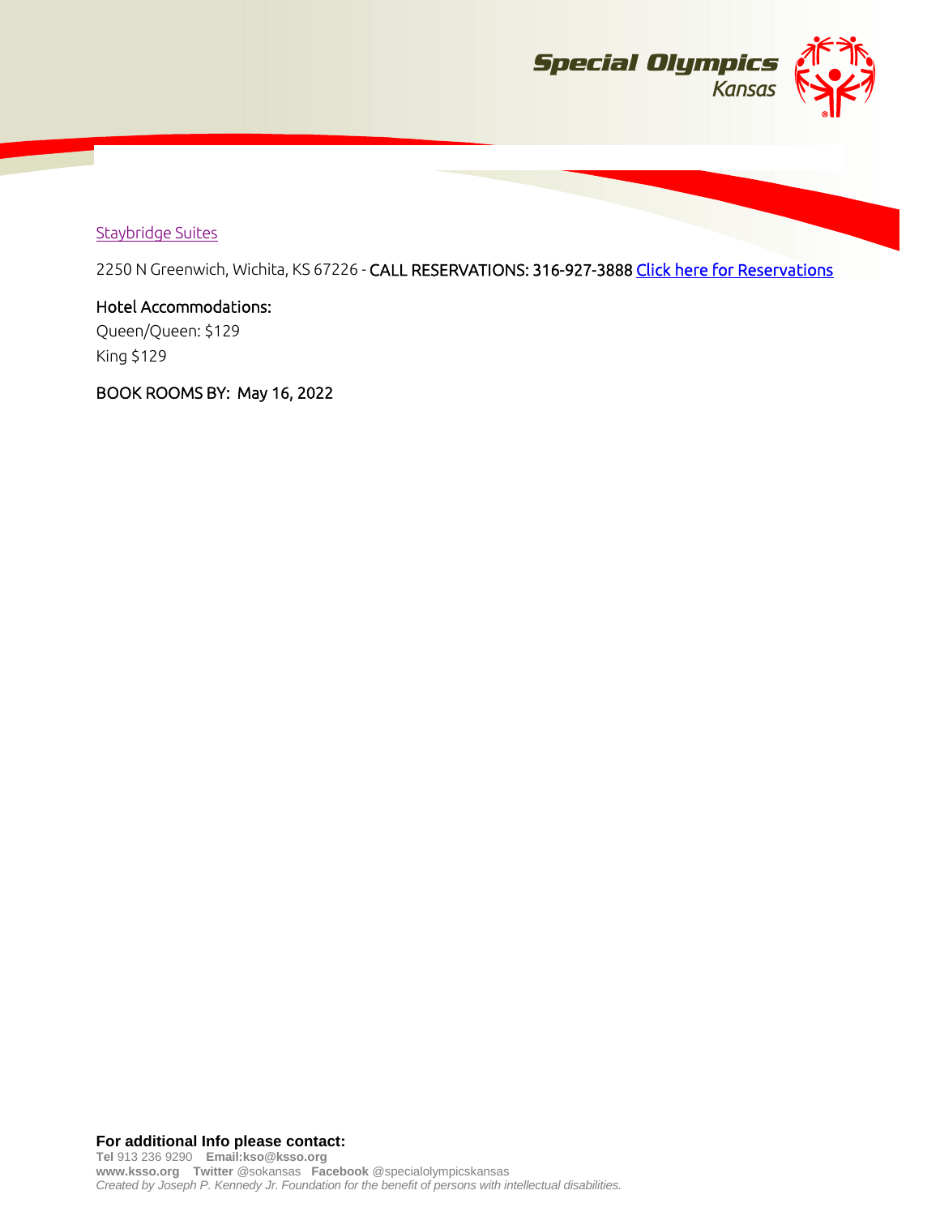Staybridge Suites

2250 N Greenwich, Wichita, KS 67226 - CALL RESERVATIONS: 316-927-3888 Click here for Reservations

Hotel Accommodations:

Queen/Queen: $129

King $129

BOOK ROOMS BY: May 16, 2022

**For additional Info please contact:**

**Tel** 913 236 9290 **Email:kso@ksso.org**

**www.ksso.org** **Twitter** @sokansas **Facebook** @specialolympicskansas

*Created by Joseph P. Kennedy Jr. Foundation for the benefit of persons with intellectual disabilities.*